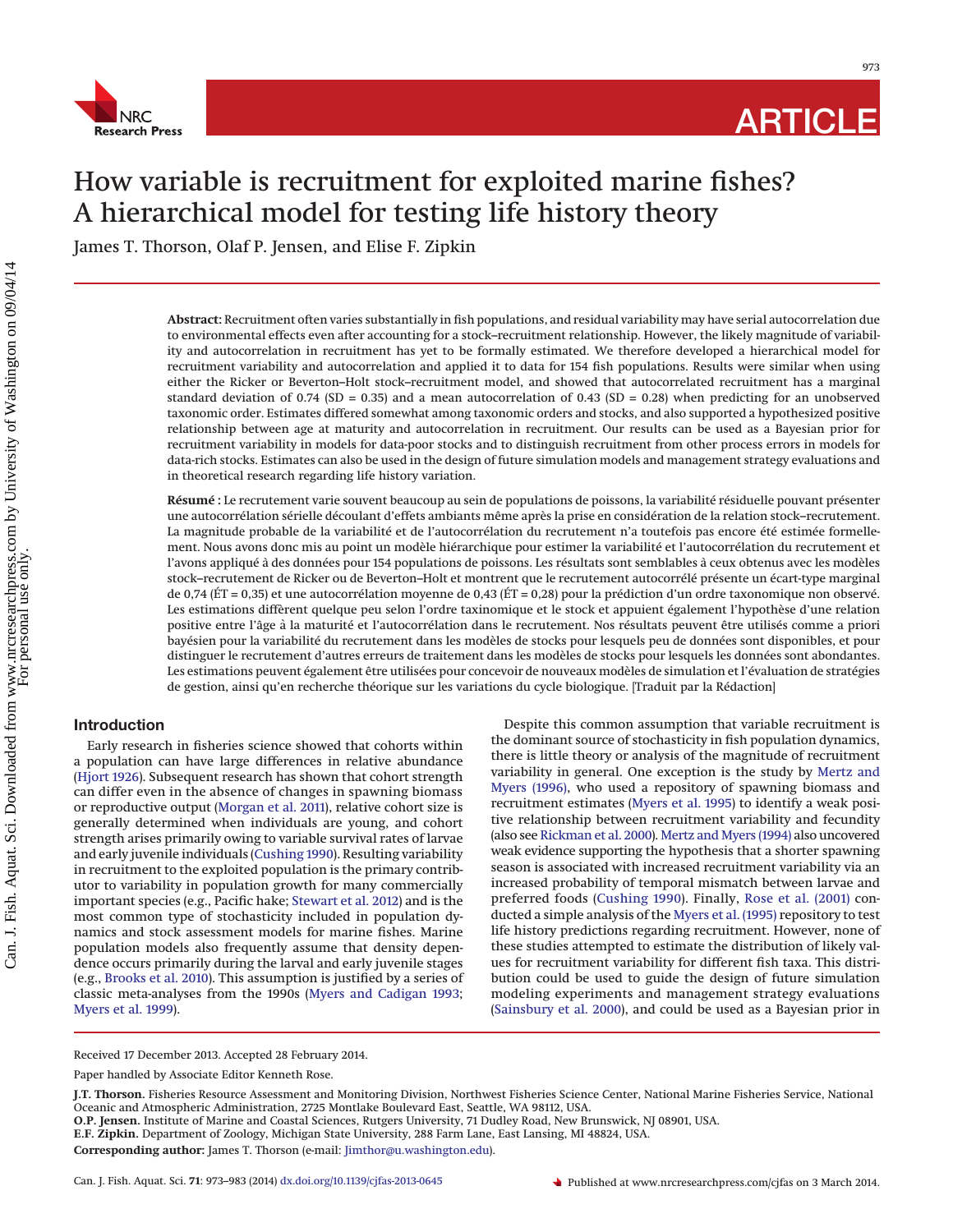# How variable is recruitment for exploited marine fishes? A hierarchical model for testing life history theory

James T. Thorson, Olaf P. Jensen, and Elise F. Zipkin

**Abstract:** Recruitment often varies substantially in fish populations, and residual variability may have serial autocorrelation due to environmental effects even after accounting for a stock–recruitment relationship. However, the likely magnitude of variability and autocorrelation in recruitment has yet to be formally estimated. We therefore developed a hierarchical model for recruitment variability and autocorrelation and applied it to data for 154 fish populations. Results were similar when using either the Ricker or Beverton–Holt stock–recruitment model, and showed that autocorrelated recruitment has a marginal standard deviation of 0.74 (SD = 0.35) and a mean autocorrelation of 0.43 (SD = 0.28) when predicting for an unobserved taxonomic order. Estimates differed somewhat among taxonomic orders and stocks, and also supported a hypothesized positive relationship between age at maturity and autocorrelation in recruitment. Our results can be used as a Bayesian prior for recruitment variability in models for data-poor stocks and to distinguish recruitment from other process errors in models for data-rich stocks. Estimates can also be used in the design of future simulation models and management strategy evaluations and in theoretical research regarding life history variation.

**Résumé :** Le recrutement varie souvent beaucoup au sein de populations de poissons, la variabilité résiduelle pouvant présenter une autocorrélation sérielle découlant d'effets ambiants même après la prise en considération de la relation stock–recrutement. La magnitude probable de la variabilité et de l'autocorrélation du recrutement n'a toutefois pas encore été estimée formellement. Nous avons donc mis au point un modèle hiérarchique pour estimer la variabilité et l'autocorrélation du recrutement et l'avons appliqué à des données pour 154 populations de poissons. Les résultats sont semblables à ceux obtenus avec les modèles stock–recrutement de Ricker ou de Beverton–Holt et montrent que le recrutement autocorrélé présente un écart-type marginal de 0,74 (ÉT = 0,35) et une autocorrélation moyenne de 0,43 (ÉT = 0,28) pour la prédiction d'un ordre taxonomique non observé. Les estimations diffèrent quelque peu selon l'ordre taxinomique et le stock et appuient également l'hypothèse d'une relation positive entre l'âge à la maturité et l'autocorrélation dans le recrutement. Nos résultats peuvent être utilisés comme a priori bayésien pour la variabilité du recrutement dans les modèles de stocks pour lesquels peu de données sont disponibles, et pour distinguer le recrutement d'autres erreurs de traitement dans les modèles de stocks pour lesquels les données sont abondantes. Les estimations peuvent également être utilisées pour concevoir de nouveaux modèles de simulation et l'évaluation de stratégies de gestion, ainsi qu'en recherche théorique sur les variations du cycle biologique. [Traduit par la Rédaction]

## Introduction

Early research in fisheries science showed that cohorts within a population can have large differences in relative abundance (Hjort 1926). Subsequent research has shown that cohort strength can differ even in the absence of changes in spawning biomass or reproductive output (Morgan et al. 2011), relative cohort size is generally determined when individuals are young, and cohort strength arises primarily owing to variable survival rates of larvae and early juvenile individuals (Cushing 1990). Resulting variability in recruitment to the exploited population is the primary contributor to variability in population growth for many commercially important species (e.g., Pacific hake; Stewart et al. 2012) and is the most common type of stochasticity included in population dynamics and stock assessment models for marine fishes. Marine population models also frequently assume that density dependence occurs primarily during the larval and early juvenile stages (e.g., Brooks et al. 2010). This assumption is justified by a series of classic meta-analyses from the 1990s (Myers and Cadigan 1993; Myers et al. 1999).

Despite this common assumption that variable recruitment is the dominant source of stochasticity in fish population dynamics, there is little theory or analysis of the magnitude of recruitment variability in general. One exception is the study by Mertz and Myers (1996), who used a repository of spawning biomass and recruitment estimates (Myers et al. 1995) to identify a weak positive relationship between recruitment variability and fecundity (also see Rickman et al. 2000). Mertz and Myers (1994) also uncovered weak evidence supporting the hypothesis that a shorter spawning season is associated with increased recruitment variability via an increased probability of temporal mismatch between larvae and preferred foods (Cushing 1990). Finally, Rose et al. (2001) conducted a simple analysis of the Myers et al. (1995) repository to test life history predictions regarding recruitment. However, none of these studies attempted to estimate the distribution of likely values for recruitment variability for different fish taxa. This distribution could be used to guide the design of future simulation modeling experiments and management strategy evaluations (Sainsbury et al. 2000), and could be used as a Bayesian prior in

Received 17 December 2013. Accepted 28 February 2014.

Paper handled by Associate Editor Kenneth Rose.

**J.T. Thorson.** Fisheries Resource Assessment and Monitoring Division, Northwest Fisheries Science Center, National Marine Fisheries Service, National Oceanic and Atmospheric Administration, 2725 Montlake Boulevard East, Seattle, WA 98112, USA.
**O.P. Jensen.** Institute of Marine and Coastal Sciences, Rutgers University, 71 Dudley Road, New Brunswick, NJ 08901, USA.
**E.F. Zipkin.** Department of Zoology, Michigan State University, 288 Farm Lane, East Lansing, MI 48824, USA.
**Corresponding author:** James T. Thorson (e-mail: Jimthor@u.washington.edu).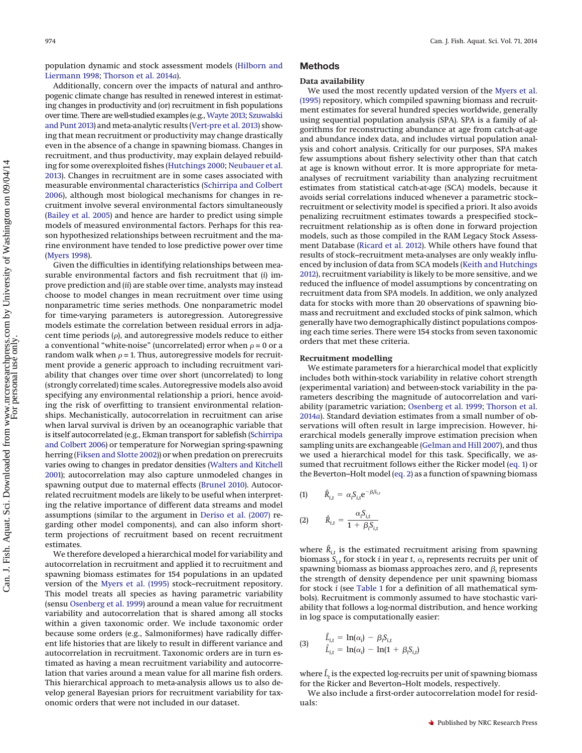population dynamic and stock assessment models (Hilborn and Liermann 1998; Thorson et al. 2014*a*).

Additionally, concern over the impacts of natural and anthropogenic climate change has resulted in renewed interest in estimating changes in productivity and (or) recruitment in fish populations over time. There are well-studied examples (e.g., Wayte 2013; Szuwalski and Punt 2013) and meta-analytic results (Vert-pre et al. 2013) showing that mean recruitment or productivity may change drastically even in the absence of a change in spawning biomass. Changes in recruitment, and thus productivity, may explain delayed rebuilding for some overexploited fishes (Hutchings 2000; Neubauer et al. 2013). Changes in recruitment are in some cases associated with measurable environmental characteristics (Schirripa and Colbert 2006), although most biological mechanisms for changes in recruitment involve several environmental factors simultaneously (Bailey et al. 2005) and hence are harder to predict using simple models of measured environmental factors. Perhaps for this reason hypothesized relationships between recruitment and the marine environment have tended to lose predictive power over time (Myers 1998).

Given the difficulties in identifying relationships between measurable environmental factors and fish recruitment that (*i*) improve prediction and (*ii*) are stable over time, analysts may instead choose to model changes in mean recruitment over time using nonparametric time series methods. One nonparametric model for time-varying parameters is autoregression. Autoregressive models estimate the correlation between residual errors in adjacent time periods ($\rho$), and autoregressive models reduce to either a conventional "white-noise" (uncorrelated) error when $\rho = 0$ or a random walk when $\rho = 1$. Thus, autoregressive models for recruitment provide a generic approach to including recruitment variability that changes over time over short (uncorrelated) to long (strongly correlated) time scales. Autoregressive models also avoid specifying any environmental relationship a priori, hence avoiding the risk of overfitting to transient environmental relationships. Mechanistically, autocorrelation in recruitment can arise when larval survival is driven by an oceanographic variable that is itself autocorrelated (e.g., Ekman transport for sablefish (Schirripa and Colbert 2006) or temperature for Norwegian spring-spawning herring (Fiksen and Slotte 2002)) or when predation on prerecruits varies owing to changes in predator densities (Walters and Kitchell 2001); autocorrelation may also capture unmodeled changes in spawning output due to maternal effects (Brunel 2010). Autocorrelated recruitment models are likely to be useful when interpreting the relative importance of different data streams and model assumptions (similar to the argument in Deriso et al. (2007) regarding other model components), and can also inform short-term projections of recruitment based on recent recruitment estimates.

We therefore developed a hierarchical model for variability and autocorrelation in recruitment and applied it to recruitment and spawning biomass estimates for 154 populations in an updated version of the Myers et al. (1995) stock–recruitment repository. This model treats all species as having parametric variability (sensu Osenberg et al. 1999) around a mean value for recruitment variability and autocorrelation that is shared among all stocks within a given taxonomic order. We include taxonomic order because some orders (e.g., Salmoniformes) have radically different life histories that are likely to result in different variance and autocorrelation in recruitment. Taxonomic orders are in turn estimated as having a mean recruitment variability and autocorrelation that varies around a mean value for all marine fish orders. This hierarchical approach to meta-analysis allows us to also develop general Bayesian priors for recruitment variability for taxonomic orders that were not included in our dataset.

## Methods

### Data availability

We used the most recently updated version of the Myers et al. (1995) repository, which compiled spawning biomass and recruitment estimates for several hundred species worldwide, generally using sequential population analysis (SPA). SPA is a family of algorithms for reconstructing abundance at age from catch-at-age and abundance index data, and includes virtual population analysis and cohort analysis. Critically for our purposes, SPA makes few assumptions about fishery selectivity other than that catch at age is known without error. It is more appropriate for meta-analyses of recruitment variability than analyzing recruitment estimates from statistical catch-at-age (SCA) models, because it avoids serial correlations induced whenever a parametric stock–recruitment or selectivity model is specified a priori. It also avoids penalizing recruitment estimates towards a prespecified stock–recruitment relationship as is often done in forward projection models, such as those compiled in the RAM Legacy Stock Assessment Database (Ricard et al. 2012). While others have found that results of stock–recruitment meta-analyses are only weakly influenced by inclusion of data from SCA models (Keith and Hutchings 2012), recruitment variability is likely to be more sensitive, and we reduced the influence of model assumptions by concentrating on recruitment data from SPA models. In addition, we only analyzed data for stocks with more than 20 observations of spawning biomass and recruitment and excluded stocks of pink salmon, which generally have two demographically distinct populations composing each time series. There were 154 stocks from seven taxonomic orders that met these criteria.

### Recruitment modelling

We estimate parameters for a hierarchical model that explicitly includes both within-stock variability in relative cohort strength (experimental variation) and between-stock variability in the parameters describing the magnitude of autocorrelation and variability (parametric variation; Osenberg et al. 1999; Thorson et al. 2014*a*). Standard deviation estimates from a small number of observations will often result in large imprecision. However, hierarchical models generally improve estimation precision when sampling units are exchangeable (Gelman and Hill 2007), and thus we used a hierarchical model for this task. Specifically, we assumed that recruitment follows either the Ricker model (eq. 1) or the Beverton–Holt model (eq. 2) as a function of spawning biomass

$$(1) \qquad \hat{R}_{i,t} = \alpha_i S_{i,t} e^{-\beta_i S_{i,t}}$$

$$(2) \qquad \hat{R}_{i,t} = \frac{\alpha_i S_{i,t}}{1 + \beta_i S_{i,t}}$$

where $\hat{R}_{i,t}$ is the estimated recruitment arising from spawning biomass $S_{i,t}$ for stock $i$ in year $t$, $\alpha_i$ represents recruits per unit of spawning biomass as biomass approaches zero, and $\beta_i$ represents the strength of density dependence per unit spawning biomass for stock $i$ (see Table 1 for a definition of all mathematical symbols). Recruitment is commonly assumed to have stochastic variability that follows a log-normal distribution, and hence working in log space is computationally easier:

$$(3) \qquad \begin{aligned} \hat{L}_{i,t} &= \ln(\alpha_i) - \beta_i S_{i,t} \\ \hat{L}_{i,t} &= \ln(\alpha_i) - \ln(1 + \beta_i S_{i,t}) \end{aligned}$$

where $\hat{L}_t$ is the expected log-recruits per unit of spawning biomass for the Ricker and Beverton–Holt models, respectively.

We also include a first-order autocorrelation model for residuals: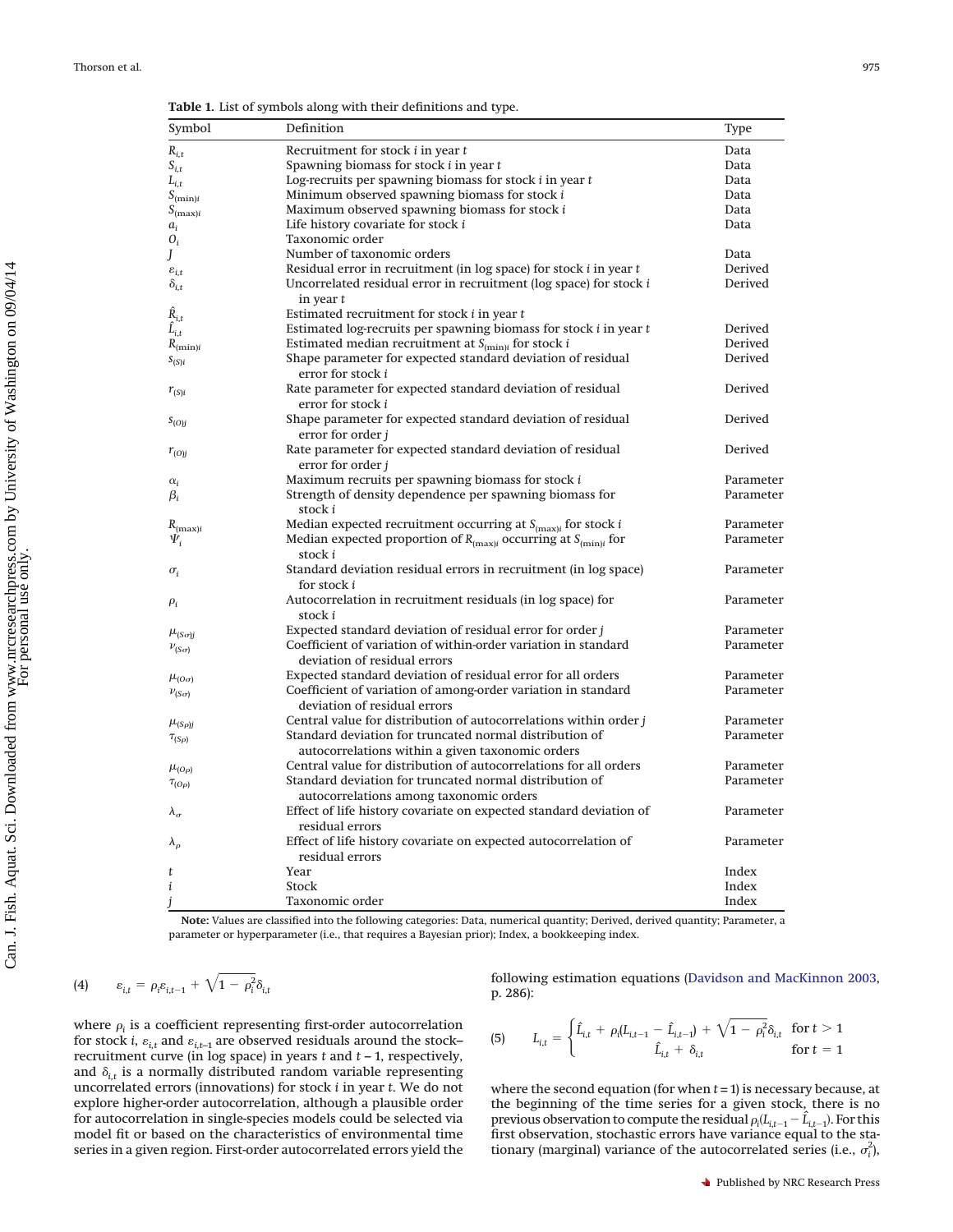**Table 1.** List of symbols along with their definitions and type.

| Symbol | Definition | Type |
|---|---|---|
| $R_{i,t}$ | Recruitment for stock $i$ in year $t$ | Data |
| $S_{i,t}$ | Spawning biomass for stock $i$ in year $t$ | Data |
| $L_{i,t}$ | Log-recruits per spawning biomass for stock $i$ in year $t$ | Data |
| $S_{(\min)i}$ | Minimum observed spawning biomass for stock $i$ | Data |
| $S_{(\max)i}$ | Maximum observed spawning biomass for stock $i$ | Data |
| $a_i$ | Life history covariate for stock $i$ | Data |
| $O_i$ | Taxonomic order | |
| $J$ | Number of taxonomic orders | Data |
| $\varepsilon_{i,t}$ | Residual error in recruitment (in log space) for stock $i$ in year $t$ | Derived |
| $\delta_{i,t}$ | Uncorrelated residual error in recruitment (log space) for stock $i$ in year $t$ | Derived |
| $\hat{R}_{i,t}$ | Estimated recruitment for stock $i$ in year $t$ | |
| $\hat{L}_{i,t}$ | Estimated log-recruits per spawning biomass for stock $i$ in year $t$ | Derived |
| $R_{(\min)i}$ | Estimated median recruitment at $S_{(\min)i}$ for stock $i$ | Derived |
| $s_{(S)i}$ | Shape parameter for expected standard deviation of residual error for stock $i$ | Derived |
| $r_{(S)i}$ | Rate parameter for expected standard deviation of residual error for stock $i$ | Derived |
| $s_{(O)j}$ | Shape parameter for expected standard deviation of residual error for order $j$ | Derived |
| $r_{(O)j}$ | Rate parameter for expected standard deviation of residual error for order $j$ | Derived |
| $\alpha_i$ | Maximum recruits per spawning biomass for stock $i$ | Parameter |
| $\beta_i$ | Strength of density dependence per spawning biomass for stock $i$ | Parameter |
| $R_{(\max)i}$ | Median expected recruitment occurring at $S_{(\max)i}$ for stock $i$ | Parameter |
| $\Psi_i$ | Median expected proportion of $R_{(\max)i}$ occurring at $S_{(\min)i}$ for stock $i$ | Parameter |
| $\sigma_i$ | Standard deviation residual errors in recruitment (in log space) for stock $i$ | Parameter |
| $\rho_i$ | Autocorrelation in recruitment residuals (in log space) for stock $i$ | Parameter |
| $\mu_{(S\sigma)j}$ | Expected standard deviation of residual error for order $j$ | Parameter |
| $\nu_{(S\sigma)}$ | Coefficient of variation of within-order variation in standard deviation of residual errors | Parameter |
| $\mu_{(O\sigma)}$ | Expected standard deviation of residual error for all orders | Parameter |
| $\nu_{(S\sigma)}$ | Coefficient of variation of among-order variation in standard deviation of residual errors | Parameter |
| $\mu_{(S\rho)j}$ | Central value for distribution of autocorrelations within order $j$ | Parameter |
| $\tau_{(S\rho)}$ | Standard deviation for truncated normal distribution of autocorrelations within a given taxonomic orders | Parameter |
| $\mu_{(O\rho)}$ | Central value for distribution of autocorrelations for all orders | Parameter |
| $\tau_{(O\rho)}$ | Standard deviation for truncated normal distribution of autocorrelations among taxonomic orders | Parameter |
| $\lambda_\sigma$ | Effect of life history covariate on expected standard deviation of residual errors | Parameter |
| $\lambda_\rho$ | Effect of life history covariate on expected autocorrelation of residual errors | Parameter |
| $t$ | Year | Index |
| $i$ | Stock | Index |
| $j$ | Taxonomic order | Index |

**Note:** Values are classified into the following categories: Data, numerical quantity; Derived, derived quantity; Parameter, a parameter or hyperparameter (i.e., that requires a Bayesian prior); Index, a bookkeeping index.

$$(4) \qquad \varepsilon_{i,t} = \rho_i \varepsilon_{i,t-1} + \sqrt{1-\rho_i^2}\,\delta_{i,t}$$

where $\rho_i$ is a coefficient representing first-order autocorrelation for stock $i$, $\varepsilon_{i,t}$ and $\varepsilon_{i,t-1}$ are observed residuals around the stock–recruitment curve (in log space) in years $t$ and $t-1$, respectively, and $\delta_{i,t}$ is a normally distributed random variable representing uncorrelated errors (innovations) for stock $i$ in year $t$. We do not explore higher-order autocorrelation, although a plausible order for autocorrelation in single-species models could be selected via model fit or based on the characteristics of environmental time series in a given region. First-order autocorrelated errors yield the following estimation equations (Davidson and MacKinnon 2003, p. 286):

$$(5) \qquad L_{i,t} = \begin{cases} \hat{L}_{i,t} + \rho_i(L_{i,t-1} - \hat{L}_{i,t-1}) + \sqrt{1-\rho_i^2}\,\delta_{i,t} & \text{for } t > 1 \\ \hat{L}_{i,t} + \delta_{i,t} & \text{for } t = 1 \end{cases}$$

where the second equation (for when $t = 1$) is necessary because, at the beginning of the time series for a given stock, there is no previous observation to compute the residual $\rho_i(L_{i,t-1} - \hat{L}_{i,t-1})$. For this first observation, stochastic errors have variance equal to the stationary (marginal) variance of the autocorrelated series (i.e., $\sigma_i^2$),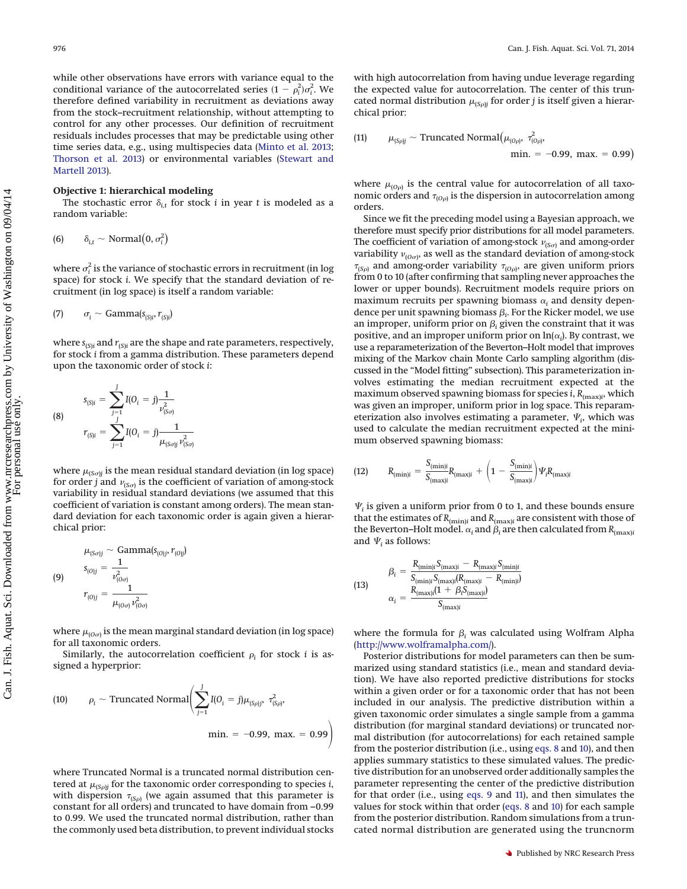while other observations have errors with variance equal to the conditional variance of the autocorrelated series $(1-\rho_i^2)\sigma_i^2$. We therefore defined variability in recruitment as deviations away from the stock–recruitment relationship, without attempting to control for any other processes. Our definition of recruitment residuals includes processes that may be predictable using other time series data, e.g., using multispecies data (Minto et al. 2013; Thorson et al. 2013) or environmental variables (Stewart and Martell 2013).

### Objective 1: hierarchical modeling

The stochastic error $\delta_{i,t}$ for stock $i$ in year $t$ is modeled as a random variable:

$$(6)\qquad \delta_{i,t} \sim \text{Normal}\left(0, \sigma_i^2\right)$$

where $\sigma_i^2$ is the variance of stochastic errors in recruitment (in log space) for stock $i$. We specify that the standard deviation of recruitment (in log space) is itself a random variable:

$$(7)\qquad \sigma_i \sim \text{Gamma}(s_{(S)i}, r_{(S)i})$$

where $s_{(S)i}$ and $r_{(S)i}$ are the shape and rate parameters, respectively, for stock $i$ from a gamma distribution. These parameters depend upon the taxonomic order of stock $i$:

$$(8)\qquad \begin{aligned} s_{(S)i} &= \sum_{j=1}^{J} I(O_i = j)\frac{1}{\nu_{(S\sigma)}^2} \\ r_{(S)i} &= \sum_{j=1}^{J} I(O_i = j)\frac{1}{\mu_{(S\sigma)j}\,\nu_{(S\sigma)}^2} \end{aligned}$$

where $\mu_{(S\sigma)j}$ is the mean residual standard deviation (in log space) for order $j$ and $\nu_{(S\sigma)}$ is the coefficient of variation of among-stock variability in residual standard deviations (we assumed that this coefficient of variation is constant among orders). The mean standard deviation for each taxonomic order is again given a hierarchical prior:

$$(9)\qquad \begin{aligned} \mu_{(S\sigma)j} &\sim \text{Gamma}(s_{(O)j}, r_{(O)j}) \\ s_{(O)j} &= \frac{1}{\nu_{(O\sigma)}^2} \\ r_{(O)j} &= \frac{1}{\mu_{(O\sigma)}\,\nu_{(O\sigma)}^2} \end{aligned}$$

where $\mu_{(O\sigma)}$ is the mean marginal standard deviation (in log space) for all taxonomic orders.

Similarly, the autocorrelation coefficient $\rho_i$ for stock $i$ is assigned a hyperprior:

$$(10)\qquad \rho_i \sim \text{Truncated Normal}\left(\sum_{j=1}^{J} I(O_i = j)\mu_{(S\rho)j},\ \tau_{(S\rho)}^2,\ \text{min.} = -0.99,\ \text{max.} = 0.99\right)$$

where Truncated Normal is a truncated normal distribution centered at $\mu_{(S\rho)j}$ for the taxonomic order corresponding to species $i$, with dispersion $\tau_{(S\rho)}$ (we again assumed that this parameter is constant for all orders) and truncated to have domain from −0.99 to 0.99. We used the truncated normal distribution, rather than the commonly used beta distribution, to prevent individual stocks with high autocorrelation from having undue leverage regarding the expected value for autocorrelation. The center of this truncated normal distribution $\mu_{(S\rho)j}$ for order $j$ is itself given a hierarchical prior:

$$(11)\qquad \mu_{(S\rho)j} \sim \text{Truncated Normal}\left(\mu_{(O\rho)},\ \tau_{(O\rho)}^2,\ \text{min.} = -0.99,\ \text{max.} = 0.99\right)$$

where $\mu_{(O\rho)}$ is the central value for autocorrelation of all taxonomic orders and $\tau_{(O\rho)}$ is the dispersion in autocorrelation among orders.

Since we fit the preceding model using a Bayesian approach, we therefore must specify prior distributions for all model parameters. The coefficient of variation of among-stock $\nu_{(S\sigma)}$ and among-order variability $\nu_{(O\sigma)}$, as well as the standard deviation of among-stock $\tau_{(S\rho)}$ and among-order variability $\tau_{(O\rho)}$, are given uniform priors from 0 to 10 (after confirming that sampling never approaches the lower or upper bounds). Recruitment models require priors on maximum recruits per spawning biomass $\alpha_i$ and density dependence per unit spawning biomass $\beta_i$. For the Ricker model, we use an improper, uniform prior on $\beta_i$ given the constraint that it was positive, and an improper uniform prior on $\ln(\alpha_i)$. By contrast, we use a reparameterization of the Beverton–Holt model that improves mixing of the Markov chain Monte Carlo sampling algorithm (discussed in the "Model fitting" subsection). This parameterization involves estimating the median recruitment expected at the maximum observed spawning biomass for species $i$, $R_{(\max)i}$, which was given an improper, uniform prior in log space. This reparameterization also involves estimating a parameter, $\Psi_i$, which was used to calculate the median recruitment expected at the minimum observed spawning biomass:

$$(12)\qquad R_{(\min)i} = \frac{S_{(\min)i}}{S_{(\max)i}}R_{(\max)i} + \left(1 - \frac{S_{(\min)i}}{S_{(\max)i}}\right)\Psi_i R_{(\max)i}$$

$\Psi_i$ is given a uniform prior from 0 to 1, and these bounds ensure that the estimates of $R_{(\min)i}$ and $R_{(\max)i}$ are consistent with those of the Beverton–Holt model. $\alpha_i$ and $\beta_i$ are then calculated from $R_{(\max)i}$ and $\Psi_i$ as follows:

$$(13)\qquad \begin{aligned} \beta_i &= \frac{R_{(\min)i}S_{(\max)i} - R_{(\max)i}S_{(\min)i}}{S_{(\min)i}S_{(\max)i}(R_{(\max)i} - R_{(\min)i})} \\ \alpha_i &= \frac{R_{(\max)i}(1 + \beta_i S_{(\max)i})}{S_{(\max)i}} \end{aligned}$$

where the formula for $\beta_i$ was calculated using Wolfram Alpha (http://www.wolframalpha.com/).

Posterior distributions for model parameters can then be summarized using standard statistics (i.e., mean and standard deviation). We have also reported predictive distributions for stocks within a given order or for a taxonomic order that has not been included in our analysis. The predictive distribution within a given taxonomic order simulates a single sample from a gamma distribution (for marginal standard deviations) or truncated normal distribution (for autocorrelations) for each retained sample from the posterior distribution (i.e., using eqs. 8 and 10), and then applies summary statistics to these simulated values. The predictive distribution for an unobserved order additionally samples the parameter representing the center of the predictive distribution for that order (i.e., using eqs. 9 and 11), and then simulates the values for stock within that order (eqs. 8 and 10) for each sample from the posterior distribution. Random simulations from a truncated normal distribution are generated using the truncnorm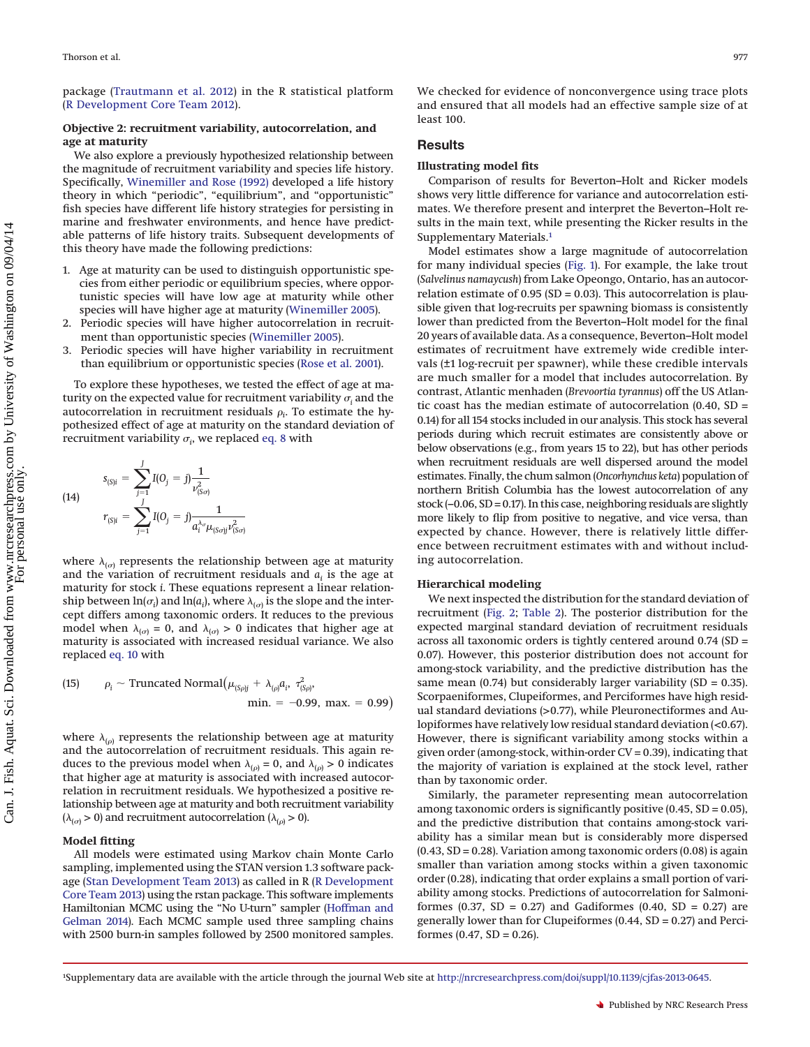package (Trautmann et al. 2012) in the R statistical platform (R Development Core Team 2012).

**Objective 2: recruitment variability, autocorrelation, and age at maturity**

We also explore a previously hypothesized relationship between the magnitude of recruitment variability and species life history. Specifically, Winemiller and Rose (1992) developed a life history theory in which "periodic", "equilibrium", and "opportunistic" fish species have different life history strategies for persisting in marine and freshwater environments, and hence have predictable patterns of life history traits. Subsequent developments of this theory have made the following predictions:

1. Age at maturity can be used to distinguish opportunistic species from either periodic or equilibrium species, where opportunistic species will have low age at maturity while other species will have higher age at maturity (Winemiller 2005).
2. Periodic species will have higher autocorrelation in recruitment than opportunistic species (Winemiller 2005).
3. Periodic species will have higher variability in recruitment than equilibrium or opportunistic species (Rose et al. 2001).

To explore these hypotheses, we tested the effect of age at maturity on the expected value for recruitment variability $\sigma_i$ and the autocorrelation in recruitment residuals $\rho_i$. To estimate the hypothesized effect of age at maturity on the standard deviation of recruitment variability $\sigma_i$, we replaced eq. 8 with

$$
\text{(14)}\qquad
\begin{aligned}
s_{(S)i} &= \sum_{j=1}^{J} I(O_j = j)\frac{1}{\nu^2_{(S\sigma)}}\\
r_{(S)i} &= \sum_{j=1}^{J} I(O_j = j)\frac{1}{a_i^{\lambda_\sigma}\mu_{(S\sigma)j}\nu^2_{(S\sigma)}}
\end{aligned}
$$

where $\lambda_{(\sigma)}$ represents the relationship between age at maturity and the variation of recruitment residuals and $a_i$ is the age at maturity for stock $i$. These equations represent a linear relationship between $\ln(\sigma_i)$ and $\ln(a_i)$, where $\lambda_{(\sigma)}$ is the slope and the intercept differs among taxonomic orders. It reduces to the previous model when $\lambda_{(\sigma)} = 0$, and $\lambda_{(\sigma)} > 0$ indicates that higher age at maturity is associated with increased residual variance. We also replaced eq. 10 with

$$
\text{(15)}\qquad \rho_i \sim \text{Truncated Normal}\big(\mu_{(S\rho)j} + \lambda_{(\rho)}a_i,\ \tau^2_{(S\rho)},\ \text{min.} = -0.99,\ \text{max.} = 0.99\big)
$$

where $\lambda_{(\rho)}$ represents the relationship between age at maturity and the autocorrelation of recruitment residuals. This again reduces to the previous model when $\lambda_{(\rho)} = 0$, and $\lambda_{(\rho)} > 0$ indicates that higher age at maturity is associated with increased autocorrelation in recruitment residuals. We hypothesized a positive relationship between age at maturity and both recruitment variability ($\lambda_{(\sigma)} > 0$) and recruitment autocorrelation ($\lambda_{(\rho)} > 0$).

**Model fitting**

All models were estimated using Markov chain Monte Carlo sampling, implemented using the STAN version 1.3 software package (Stan Development Team 2013) as called in R (R Development Core Team 2013) using the rstan package. This software implements Hamiltonian MCMC using the "No U-turn" sampler (Hoffman and Gelman 2014). Each MCMC sample used three sampling chains with 2500 burn-in samples followed by 2500 monitored samples. We checked for evidence of nonconvergence using trace plots and ensured that all models had an effective sample size of at least 100.

## Results

**Illustrating model fits**

Comparison of results for Beverton–Holt and Ricker models shows very little difference for variance and autocorrelation estimates. We therefore present and interpret the Beverton–Holt results in the main text, while presenting the Ricker results in the Supplementary Materials.[1]

Model estimates show a large magnitude of autocorrelation for many individual species (Fig. 1). For example, the lake trout (*Salvelinus namaycush*) from Lake Opeongo, Ontario, has an autocorrelation estimate of 0.95 (SD = 0.03). This autocorrelation is plausible given that log-recruits per spawning biomass is consistently lower than predicted from the Beverton–Holt model for the final 20 years of available data. As a consequence, Beverton–Holt model estimates of recruitment have extremely wide credible intervals (±1 log-recruit per spawner), while these credible intervals are much smaller for a model that includes autocorrelation. By contrast, Atlantic menhaden (*Brevoortia tyrannus*) off the US Atlantic coast has the median estimate of autocorrelation (0.40, SD = 0.14) for all 154 stocks included in our analysis. This stock has several periods during which recruit estimates are consistently above or below observations (e.g., from years 15 to 22), but has other periods when recruitment residuals are well dispersed around the model estimates. Finally, the chum salmon (*Oncorhynchus keta*) population of northern British Columbia has the lowest autocorrelation of any stock (−0.06, SD = 0.17). In this case, neighboring residuals are slightly more likely to flip from positive to negative, and vice versa, than expected by chance. However, there is relatively little difference between recruitment estimates with and without including autocorrelation.

**Hierarchical modeling**

We next inspected the distribution for the standard deviation of recruitment (Fig. 2; Table 2). The posterior distribution for the expected marginal standard deviation of recruitment residuals across all taxonomic orders is tightly centered around 0.74 (SD = 0.07). However, this posterior distribution does not account for among-stock variability, and the predictive distribution has the same mean (0.74) but considerably larger variability (SD = 0.35). Scorpaeniformes, Clupeiformes, and Perciformes have high residual standard deviations (>0.77), while Pleuronectiformes and Aulopiformes have relatively low residual standard deviation (<0.67). However, there is significant variability among stocks within a given order (among-stock, within-order CV = 0.39), indicating that the majority of variation is explained at the stock level, rather than by taxonomic order.

Similarly, the parameter representing mean autocorrelation among taxonomic orders is significantly positive (0.45, SD = 0.05), and the predictive distribution that contains among-stock variability has a similar mean but is considerably more dispersed (0.43, SD = 0.28). Variation among taxonomic orders (0.08) is again smaller than variation among stocks within a given taxonomic order (0.28), indicating that order explains a small portion of variability among stocks. Predictions of autocorrelation for Salmoniformes (0.37, SD = 0.27) and Gadiformes (0.40, SD = 0.27) are generally lower than for Clupeiformes (0.44, SD = 0.27) and Perciformes (0.47, SD = 0.26).

[1]Supplementary data are available with the article through the journal Web site at http://nrcresearchpress.com/doi/suppl/10.1139/cjfas-2013-0645.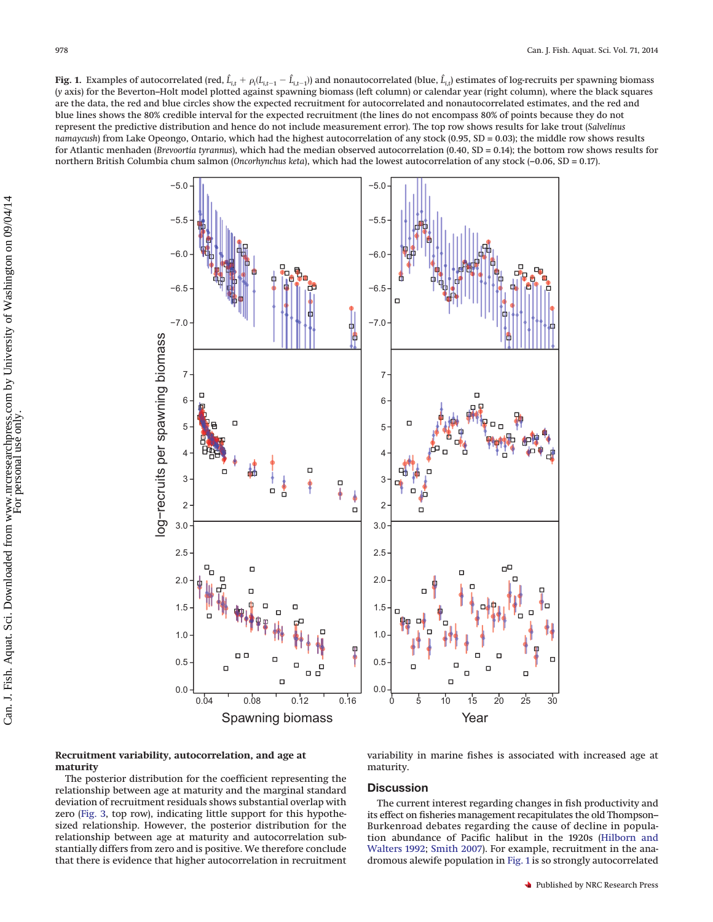**Fig. 1.** Examples of autocorrelated (red, $\hat{L}_{i,t} + \rho_i(L_{i,t-1} - \hat{L}_{i,t-1})$) and nonautocorrelated (blue, $\hat{L}_{i,t}$) estimates of log-recruits per spawning biomass (*y* axis) for the Beverton–Holt model plotted against spawning biomass (left column) or calendar year (right column), where the black squares are the data, the red and blue circles show the expected recruitment for autocorrelated and nonautocorrelated estimates, and the red and blue lines shows the 80% credible interval for the expected recruitment (the lines do not encompass 80% of points because they do not represent the predictive distribution and hence do not include measurement error). The top row shows results for lake trout (*Salvelinus namaycush*) from Lake Opeongo, Ontario, which had the highest autocorrelation of any stock (0.95, SD = 0.03); the middle row shows results for Atlantic menhaden (*Brevoortia tyrannus*), which had the median observed autocorrelation (0.40, SD = 0.14); the bottom row shows results for northern British Columbia chum salmon (*Oncorhynchus keta*), which had the lowest autocorrelation of any stock (–0.06, SD = 0.17).

**Recruitment variability, autocorrelation, and age at maturity**

The posterior distribution for the coefficient representing the relationship between age at maturity and the marginal standard deviation of recruitment residuals shows substantial overlap with zero (Fig. 3, top row), indicating little support for this hypothesized relationship. However, the posterior distribution for the relationship between age at maturity and autocorrelation substantially differs from zero and is positive. We therefore conclude that there is evidence that higher autocorrelation in recruitment variability in marine fishes is associated with increased age at maturity.

## Discussion

The current interest regarding changes in fish productivity and its effect on fisheries management recapitulates the old Thompson–Burkenroad debates regarding the cause of decline in population abundance of Pacific halibut in the 1920s (Hilborn and Walters 1992; Smith 2007). For example, recruitment in the anadromous alewife population in Fig. 1 is so strongly autocorrelated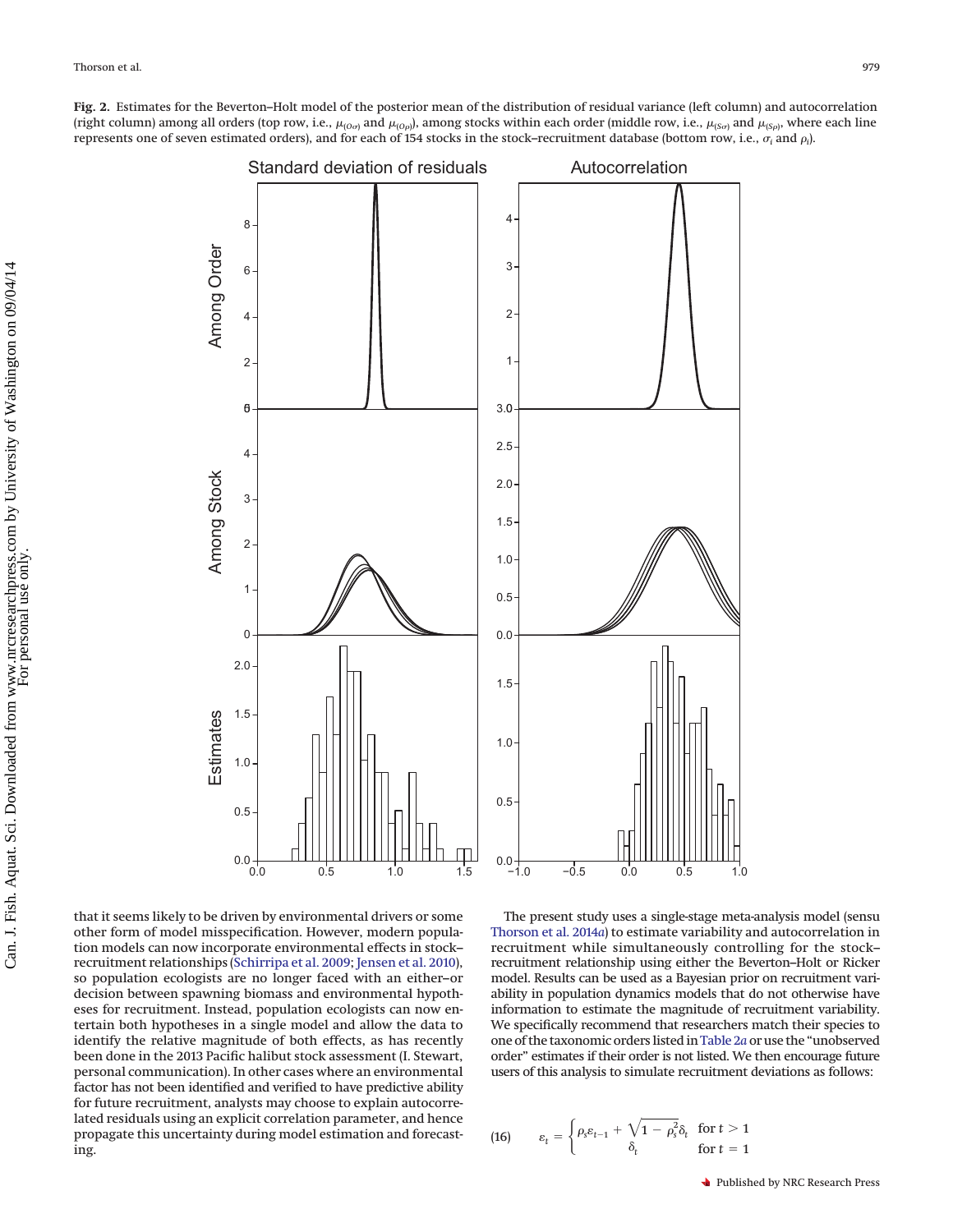**Fig. 2.** Estimates for the Beverton–Holt model of the posterior mean of the distribution of residual variance (left column) and autocorrelation (right column) among all orders (top row, i.e., $\mu_{(O\sigma)}$ and $\mu_{(O\rho)}$), among stocks within each order (middle row, i.e., $\mu_{(S\sigma)}$ and $\mu_{(S\rho)}$, where each line represents one of seven estimated orders), and for each of 154 stocks in the stock–recruitment database (bottom row, i.e., $\sigma_i$ and $\rho_i$).

that it seems likely to be driven by environmental drivers or some other form of model misspecification. However, modern population models can now incorporate environmental effects in stock–recruitment relationships (Schirripa et al. 2009; Jensen et al. 2010), so population ecologists are no longer faced with an either–or decision between spawning biomass and environmental hypotheses for recruitment. Instead, population ecologists can now entertain both hypotheses in a single model and allow the data to identify the relative magnitude of both effects, as has recently been done in the 2013 Pacific halibut stock assessment (I. Stewart, personal communication). In other cases where an environmental factor has not been identified and verified to have predictive ability for future recruitment, analysts may choose to explain autocorrelated residuals using an explicit correlation parameter, and hence propagate this uncertainty during model estimation and forecasting.

The present study uses a single-stage meta-analysis model (sensu Thorson et al. 2014*a*) to estimate variability and autocorrelation in recruitment while simultaneously controlling for the stock–recruitment relationship using either the Beverton–Holt or Ricker model. Results can be used as a Bayesian prior on recruitment variability in population dynamics models that do not otherwise have information to estimate the magnitude of recruitment variability. We specifically recommend that researchers match their species to one of the taxonomic orders listed in Table 2*a* or use the "unobserved order" estimates if their order is not listed. We then encourage future users of this analysis to simulate recruitment deviations as follows:

$$\varepsilon_t = \begin{cases} \rho_s \varepsilon_{t-1} + \sqrt{1 - \rho_s^2}\,\delta_t & \text{for } t > 1 \\ \delta_t & \text{for } t = 1 \end{cases} \tag{16}$$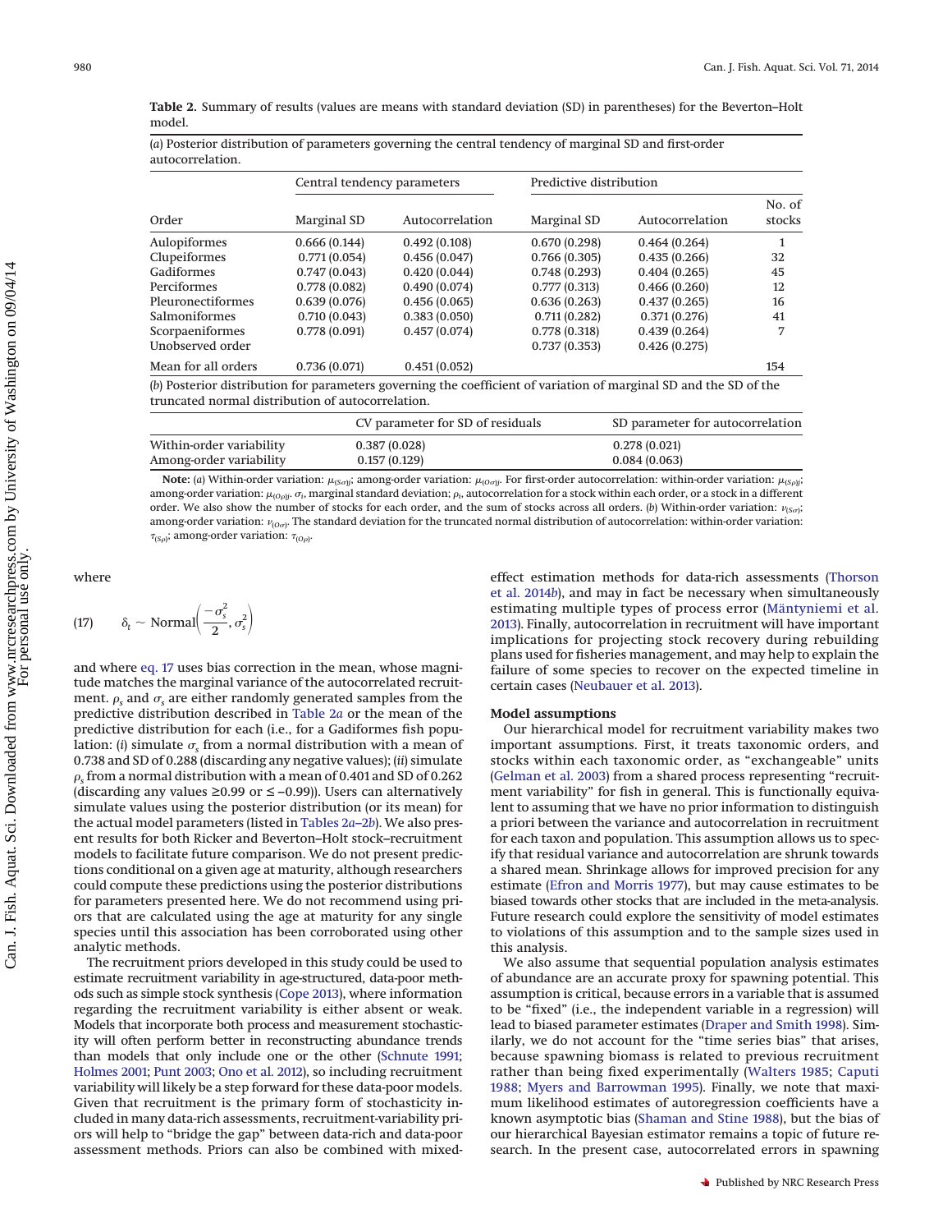**Table 2.** Summary of results (values are means with standard deviation (SD) in parentheses) for the Beverton–Holt model.

(*a*) Posterior distribution of parameters governing the central tendency of marginal SD and first-order autocorrelation.

| | Central tendency parameters | | Predictive distribution | | |
|---|---|---|---|---|---|
| Order | Marginal SD | Autocorrelation | Marginal SD | Autocorrelation | No. of stocks |
| Aulopiformes | 0.666 (0.144) | 0.492 (0.108) | 0.670 (0.298) | 0.464 (0.264) | 1 |
| Clupeiformes | 0.771 (0.054) | 0.456 (0.047) | 0.766 (0.305) | 0.435 (0.266) | 32 |
| Gadiformes | 0.747 (0.043) | 0.420 (0.044) | 0.748 (0.293) | 0.404 (0.265) | 45 |
| Perciformes | 0.778 (0.082) | 0.490 (0.074) | 0.777 (0.313) | 0.466 (0.260) | 12 |
| Pleuronectiformes | 0.639 (0.076) | 0.456 (0.065) | 0.636 (0.263) | 0.437 (0.265) | 16 |
| Salmoniformes | 0.710 (0.043) | 0.383 (0.050) | 0.711 (0.282) | 0.371 (0.276) | 41 |
| Scorpaeniformes | 0.778 (0.091) | 0.457 (0.074) | 0.778 (0.318) | 0.439 (0.264) | 7 |
| Unobserved order | | | 0.737 (0.353) | 0.426 (0.275) | |
| Mean for all orders | 0.736 (0.071) | 0.451 (0.052) | | | 154 |

(*b*) Posterior distribution for parameters governing the coefficient of variation of marginal SD and the SD of the truncated normal distribution of autocorrelation.

| | CV parameter for SD of residuals | SD parameter for autocorrelation |
|---|---|---|
| Within-order variability | 0.387 (0.028) | 0.278 (0.021) |
| Among-order variability | 0.157 (0.129) | 0.084 (0.063) |

**Note:** (*a*) Within-order variation: $\mu_{(S\sigma)j}$; among-order variation: $\mu_{(O\sigma)j}$. For first-order autocorrelation: within-order variation: $\mu_{(S\rho)j}$; among-order variation: $\mu_{(O\rho)j}$. $\sigma_i$, marginal standard deviation; $\rho_i$, autocorrelation for a stock within each order, or a stock in a different order. We also show the number of stocks for each order, and the sum of stocks across all orders. (*b*) Within-order variation: $\nu_{(S\sigma)}$; among-order variation: $\nu_{(O\sigma)}$. The standard deviation for the truncated normal distribution of autocorrelation: within-order variation: $\tau_{(S\rho)}$; among-order variation: $\tau_{(O\rho)}$.

where

$$(17) \qquad \delta_t \sim \text{Normal}\left(\frac{-\sigma_s^2}{2}, \sigma_s^2\right)$$

and where eq. 17 uses bias correction in the mean, whose magnitude matches the marginal variance of the autocorrelated recruitment. $\rho_s$ and $\sigma_s$ are either randomly generated samples from the predictive distribution described in Table 2*a* or the mean of the predictive distribution for each (i.e., for a Gadiformes fish population: (*i*) simulate $\sigma_s$ from a normal distribution with a mean of 0.738 and SD of 0.288 (discarding any negative values); (*ii*) simulate $\rho_s$ from a normal distribution with a mean of 0.401 and SD of 0.262 (discarding any values ≥0.99 or ≤ –0.99)). Users can alternatively simulate values using the posterior distribution (or its mean) for the actual model parameters (listed in Tables 2*a*–2*b*). We also present results for both Ricker and Beverton–Holt stock–recruitment models to facilitate future comparison. We do not present predictions conditional on a given age at maturity, although researchers could compute these predictions using the posterior distributions for parameters presented here. We do not recommend using priors that are calculated using the age at maturity for any single species until this association has been corroborated using other analytic methods.

The recruitment priors developed in this study could be used to estimate recruitment variability in age-structured, data-poor methods such as simple stock synthesis (Cope 2013), where information regarding the recruitment variability is either absent or weak. Models that incorporate both process and measurement stochasticity will often perform better in reconstructing abundance trends than models that only include one or the other (Schnute 1991; Holmes 2001; Punt 2003; Ono et al. 2012), so including recruitment variability will likely be a step forward for these data-poor models. Given that recruitment is the primary form of stochasticity included in many data-rich assessments, recruitment-variability priors will help to "bridge the gap" between data-rich and data-poor assessment methods. Priors can also be combined with mixed-effect estimation methods for data-rich assessments (Thorson et al. 2014*b*), and may in fact be necessary when simultaneously estimating multiple types of process error (Mäntyniemi et al. 2013). Finally, autocorrelation in recruitment will have important implications for projecting stock recovery during rebuilding plans used for fisheries management, and may help to explain the failure of some species to recover on the expected timeline in certain cases (Neubauer et al. 2013).

### Model assumptions

Our hierarchical model for recruitment variability makes two important assumptions. First, it treats taxonomic orders, and stocks within each taxonomic order, as "exchangeable" units (Gelman et al. 2003) from a shared process representing "recruitment variability" for fish in general. This is functionally equivalent to assuming that we have no prior information to distinguish a priori between the variance and autocorrelation in recruitment for each taxon and population. This assumption allows us to specify that residual variance and autocorrelation are shrunk towards a shared mean. Shrinkage allows for improved precision for any estimate (Efron and Morris 1977), but may cause estimates to be biased towards other stocks that are included in the meta-analysis. Future research could explore the sensitivity of model estimates to violations of this assumption and to the sample sizes used in this analysis.

We also assume that sequential population analysis estimates of abundance are an accurate proxy for spawning potential. This assumption is critical, because errors in a variable that is assumed to be "fixed" (i.e., the independent variable in a regression) will lead to biased parameter estimates (Draper and Smith 1998). Similarly, we do not account for the "time series bias" that arises, because spawning biomass is related to previous recruitment rather than being fixed experimentally (Walters 1985; Caputi 1988; Myers and Barrowman 1995). Finally, we note that maximum likelihood estimates of autoregression coefficients have a known asymptotic bias (Shaman and Stine 1988), but the bias of our hierarchical Bayesian estimator remains a topic of future research. In the present case, autocorrelated errors in spawning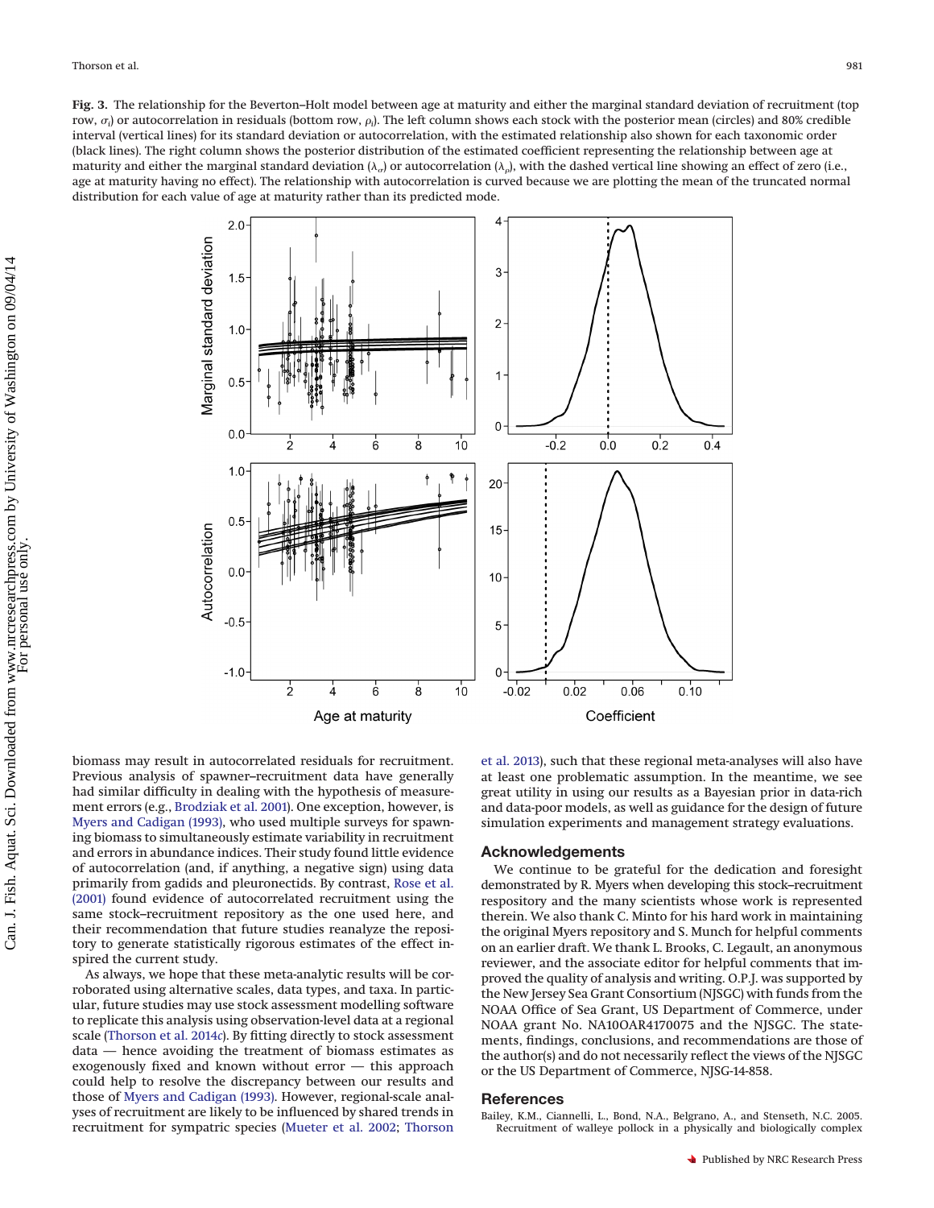**Fig. 3.** The relationship for the Beverton–Holt model between age at maturity and either the marginal standard deviation of recruitment (top row, $\sigma_i$) or autocorrelation in residuals (bottom row, $\rho_i$). The left column shows each stock with the posterior mean (circles) and 80% credible interval (vertical lines) for its standard deviation or autocorrelation, with the estimated relationship also shown for each taxonomic order (black lines). The right column shows the posterior distribution of the estimated coefficient representing the relationship between age at maturity and either the marginal standard deviation ($\lambda_\sigma$) or autocorrelation ($\lambda_\rho$), with the dashed vertical line showing an effect of zero (i.e., age at maturity having no effect). The relationship with autocorrelation is curved because we are plotting the mean of the truncated normal distribution for each value of age at maturity rather than its predicted mode.

biomass may result in autocorrelated residuals for recruitment. Previous analysis of spawner–recruitment data have generally had similar difficulty in dealing with the hypothesis of measurement errors (e.g., Brodziak et al. 2001). One exception, however, is Myers and Cadigan (1993), who used multiple surveys for spawning biomass to simultaneously estimate variability in recruitment and errors in abundance indices. Their study found little evidence of autocorrelation (and, if anything, a negative sign) using data primarily from gadids and pleuronectids. By contrast, Rose et al. (2001) found evidence of autocorrelated recruitment using the same stock–recruitment repository as the one used here, and their recommendation that future studies reanalyze the repository to generate statistically rigorous estimates of the effect inspired the current study.

As always, we hope that these meta-analytic results will be corroborated using alternative scales, data types, and taxa. In particular, future studies may use stock assessment modelling software to replicate this analysis using observation-level data at a regional scale (Thorson et al. 2014*c*). By fitting directly to stock assessment data — hence avoiding the treatment of biomass estimates as exogenously fixed and known without error — this approach could help to resolve the discrepancy between our results and those of Myers and Cadigan (1993). However, regional-scale analyses of recruitment are likely to be influenced by shared trends in recruitment for sympatric species (Mueter et al. 2002; Thorson et al. 2013), such that these regional meta-analyses will also have at least one problematic assumption. In the meantime, we see great utility in using our results as a Bayesian prior in data-rich and data-poor models, as well as guidance for the design of future simulation experiments and management strategy evaluations.

## Acknowledgements

We continue to be grateful for the dedication and foresight demonstrated by R. Myers when developing this stock–recruitment respository and the many scientists whose work is represented therein. We also thank C. Minto for his hard work in maintaining the original Myers repository and S. Munch for helpful comments on an earlier draft. We thank L. Brooks, C. Legault, an anonymous reviewer, and the associate editor for helpful comments that improved the quality of analysis and writing. O.P.J. was supported by the New Jersey Sea Grant Consortium (NJSGC) with funds from the NOAA Office of Sea Grant, US Department of Commerce, under NOAA grant No. NA10OAR4170075 and the NJSGC. The statements, findings, conclusions, and recommendations are those of the author(s) and do not necessarily reflect the views of the NJSGC or the US Department of Commerce, NJSG-14-858.

## References

Bailey, K.M., Ciannelli, L., Bond, N.A., Belgrano, A., and Stenseth, N.C. 2005. Recruitment of walleye pollock in a physically and biologically complex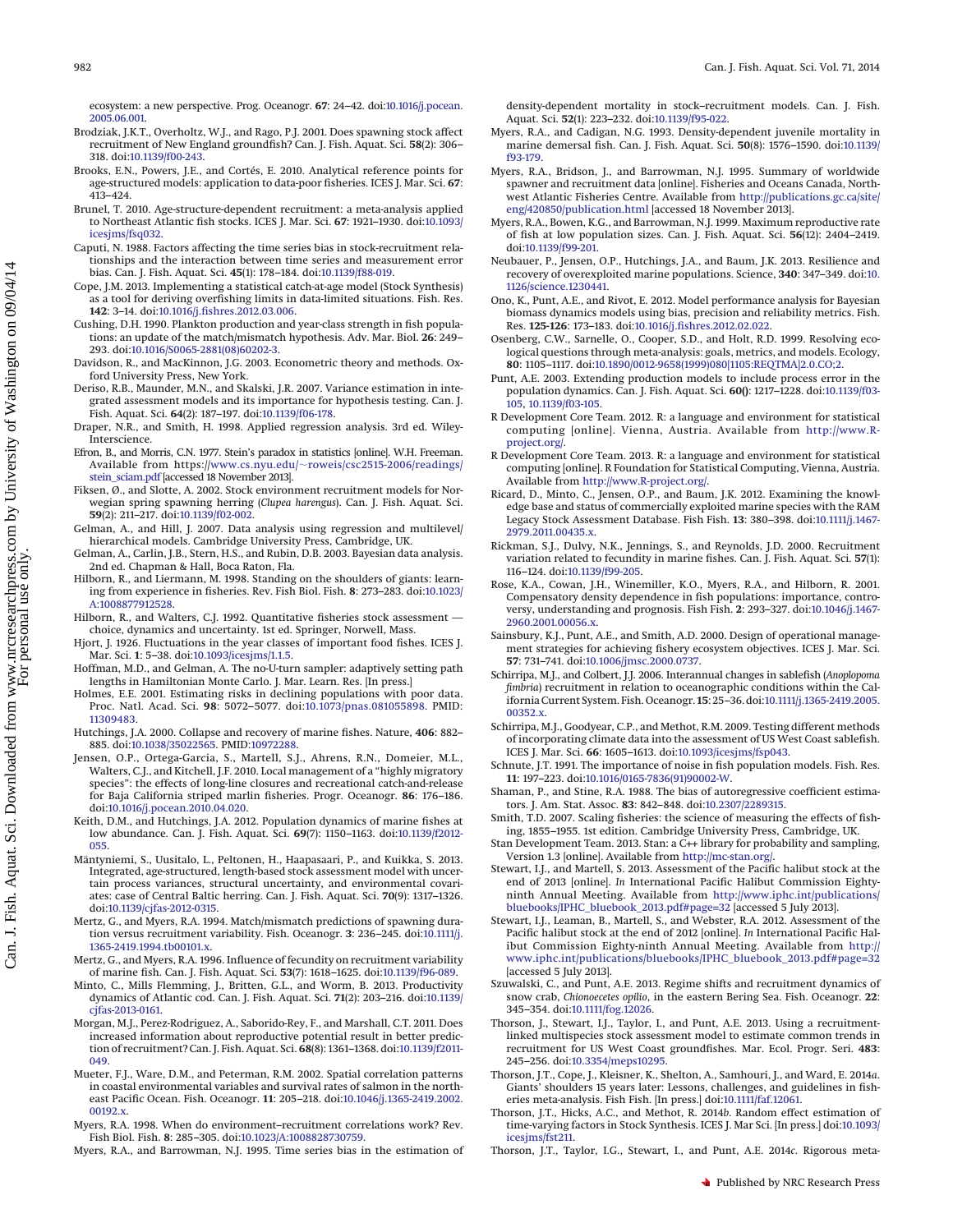ecosystem: a new perspective. Prog. Oceanogr. **67**: 24–42. doi:10.1016/j.pocean.2005.06.001.

Brodziak, J.K.T., Overholtz, W.J., and Rago, P.J. 2001. Does spawning stock affect recruitment of New England groundfish? Can. J. Fish. Aquat. Sci. **58**(2): 306–318. doi:10.1139/f00-243.

Brooks, E.N., Powers, J.E., and Cortés, E. 2010. Analytical reference points for age-structured models: application to data-poor fisheries. ICES J. Mar. Sci. **67**: 413–424.

Brunel, T. 2010. Age-structure-dependent recruitment: a meta-analysis applied to Northeast Atlantic fish stocks. ICES J. Mar. Sci. **67**: 1921–1930. doi:10.1093/icesjms/fsq032.

Caputi, N. 1988. Factors affecting the time series bias in stock-recruitment relationships and the interaction between time series and measurement error bias. Can. J. Fish. Aquat. Sci. **45**(1): 178–184. doi:10.1139/f88-019.

Cope, J.M. 2013. Implementing a statistical catch-at-age model (Stock Synthesis) as a tool for deriving overfishing limits in data-limited situations. Fish. Res. **142**: 3–14. doi:10.1016/j.fishres.2012.03.006.

Cushing, D.H. 1990. Plankton production and year-class strength in fish populations: an update of the match/mismatch hypothesis. Adv. Mar. Biol. **26**: 249–293. doi:10.1016/S0065-2881(08)60202-3.

Davidson, R., and MacKinnon, J.G. 2003. Econometric theory and methods. Oxford University Press, New York.

Deriso, R.B., Maunder, M.N., and Skalski, J.R. 2007. Variance estimation in integrated assessment models and its importance for hypothesis testing. Can. J. Fish. Aquat. Sci. **64**(2): 187–197. doi:10.1139/f06-178.

Draper, N.R., and Smith, H. 1998. Applied regression analysis. 3rd ed. Wiley-Interscience.

Efron, B., and Morris, C.N. 1977. Stein's paradox in statistics [online]. W.H. Freeman. Available from https://www.cs.nyu.edu/~roweis/csc2515-2006/readings/stein_sciam.pdf [accessed 18 November 2013].

Fiksen, Ø., and Slotte, A. 2002. Stock environment recruitment models for Norwegian spring spawning herring (*Clupea harengus*). Can. J. Fish. Aquat. Sci. **59**(2): 211–217. doi:10.1139/f02-002.

Gelman, A., and Hill, J. 2007. Data analysis using regression and multilevel/hierarchical models. Cambridge University Press, Cambridge, UK.

Gelman, A., Carlin, J.B., Stern, H.S., and Rubin, D.B. 2003. Bayesian data analysis. 2nd ed. Chapman & Hall, Boca Raton, Fla.

Hilborn, R., and Liermann, M. 1998. Standing on the shoulders of giants: learning from experience in fisheries. Rev. Fish Biol. Fish. **8**: 273–283. doi:10.1023/A:1008877912528.

Hilborn, R., and Walters, C.J. 1992. Quantitative fisheries stock assessment — choice, dynamics and uncertainty. 1st ed. Springer, Norwell, Mass.

Hjort, J. 1926. Fluctuations in the year classes of important food fishes. ICES J. Mar. Sci. **1**: 5–38. doi:10.1093/icesjms/1.1.5.

Hoffman, M.D., and Gelman, A. The no-U-turn sampler: adaptively setting path lengths in Hamiltonian Monte Carlo. J. Mar. Learn. Res. [In press.]

Holmes, E.E. 2001. Estimating risks in declining populations with poor data. Proc. Natl. Acad. Sci. **98**: 5072–5077. doi:10.1073/pnas.081055898. PMID: 11309483.

Hutchings, J.A. 2000. Collapse and recovery of marine fishes. Nature, **406**: 882–885. doi:10.1038/35022565. PMID:10972288.

Jensen, O.P., Ortega-Garcia, S., Martell, S.J., Ahrens, R.N., Domeier, M.L., Walters, C.J., and Kitchell, J.F. 2010. Local management of a "highly migratory species": the effects of long-line closures and recreational catch-and-release for Baja California striped marlin fisheries. Progr. Oceanogr. **86**: 176–186. doi:10.1016/j.pocean.2010.04.020.

Keith, D.M., and Hutchings, J.A. 2012. Population dynamics of marine fishes at low abundance. Can. J. Fish. Aquat. Sci. **69**(7): 1150–1163. doi:10.1139/f2012-055.

Mäntyniemi, S., Uusitalo, L., Peltonen, H., Haapasaari, P., and Kuikka, S. 2013. Integrated, age-structured, length-based stock assessment model with uncertain process variances, structural uncertainty, and environmental covariates: case of Central Baltic herring. Can. J. Fish. Aquat. Sci. **70**(9): 1317–1326. doi:10.1139/cjfas-2012-0315.

Mertz, G., and Myers, R.A. 1994. Match/mismatch predictions of spawning duration versus recruitment variability. Fish. Oceanogr. **3**: 236–245. doi:10.1111/j.1365-2419.1994.tb00101.x.

Mertz, G., and Myers, R.A. 1996. Influence of fecundity on recruitment variability of marine fish. Can. J. Fish. Aquat. Sci. **53**(7): 1618–1625. doi:10.1139/f96-089.

Minto, C., Mills Flemming, J., Britten, G.L., and Worm, B. 2013. Productivity dynamics of Atlantic cod. Can. J. Fish. Aquat. Sci. **71**(2): 203–216. doi:10.1139/cjfas-2013-0161.

Morgan, M.J., Perez-Rodriguez, A., Saborido-Rey, F., and Marshall, C.T. 2011. Does increased information about reproductive potential result in better prediction of recruitment? Can. J. Fish. Aquat. Sci. **68**(8): 1361–1368. doi:10.1139/f2011-049.

Mueter, F.J., Ware, D.M., and Peterman, R.M. 2002. Spatial correlation patterns in coastal environmental variables and survival rates of salmon in the northeast Pacific Ocean. Fish. Oceanogr. **11**: 205–218. doi:10.1046/j.1365-2419.2002.00192.x.

Myers, R.A. 1998. When do environment–recruitment correlations work? Rev. Fish Biol. Fish. **8**: 285–305. doi:10.1023/A:1008828730759.

Myers, R.A., and Barrowman, N.J. 1995. Time series bias in the estimation of density-dependent mortality in stock–recruitment models. Can. J. Fish. Aquat. Sci. **52**(1): 223–232. doi:10.1139/f95-022.

Myers, R.A., and Cadigan, N.G. 1993. Density-dependent juvenile mortality in marine demersal fish. Can. J. Fish. Aquat. Sci. **50**(8): 1576–1590. doi:10.1139/f93-179.

Myers, R.A., Bridson, J., and Barrowman, N.J. 1995. Summary of worldwide spawner and recruitment data [online]. Fisheries and Oceans Canada, Northwest Atlantic Fisheries Centre. Available from http://publications.gc.ca/site/eng/420850/publication.html [accessed 18 November 2013].

Myers, R.A., Bowen, K.G., and Barrowman, N.J. 1999. Maximum reproductive rate of fish at low population sizes. Can. J. Fish. Aquat. Sci. **56**(12): 2404–2419. doi:10.1139/f99-201.

Neubauer, P., Jensen, O.P., Hutchings, J.A., and Baum, J.K. 2013. Resilience and recovery of overexploited marine populations. Science, **340**: 347–349. doi:10.1126/science.1230441.

Ono, K., Punt, A.E., and Rivot, E. 2012. Model performance analysis for Bayesian biomass dynamics models using bias, precision and reliability metrics. Fish. Res. **125-126**: 173–183. doi:10.1016/j.fishres.2012.02.022.

Osenberg, C.W., Sarnelle, O., Cooper, S.D., and Holt, R.D. 1999. Resolving ecological questions through meta-analysis: goals, metrics, and models. Ecology, **80**: 1105–1117. doi:10.1890/0012-9658(1999)080[1105:REQTMA]2.0.CO;2.

Punt, A.E. 2003. Extending production models to include process error in the population dynamics. Can. J. Fish. Aquat. Sci. **60()**: 1217–1228. doi:10.1139/f03-105, 10.1139/f03-105.

R Development Core Team. 2012. R: a language and environment for statistical computing [online]. Vienna, Austria. Available from http://www.R-project.org/.

R Development Core Team. 2013. R: a language and environment for statistical computing [online]. R Foundation for Statistical Computing, Vienna, Austria. Available from http://www.R-project.org/.

Ricard, D., Minto, C., Jensen, O.P., and Baum, J.K. 2012. Examining the knowledge base and status of commercially exploited marine species with the RAM Legacy Stock Assessment Database. Fish Fish. **13**: 380–398. doi:10.1111/j.1467-2979.2011.00435.x.

Rickman, S.J., Dulvy, N.K., Jennings, S., and Reynolds, J.D. 2000. Recruitment variation related to fecundity in marine fishes. Can. J. Fish. Aquat. Sci. **57**(1): 116–124. doi:10.1139/f99-205.

Rose, K.A., Cowan, J.H., Winemiller, K.O., Myers, R.A., and Hilborn, R. 2001. Compensatory density dependence in fish populations: importance, controversy, understanding and prognosis. Fish Fish. **2**: 293–327. doi:10.1046/j.1467-2960.2001.00056.x.

Sainsbury, K.J., Punt, A.E., and Smith, A.D. 2000. Design of operational management strategies for achieving fishery ecosystem objectives. ICES J. Mar. Sci. **57**: 731–741. doi:10.1006/jmsc.2000.0737.

Schirripa, M.J., and Colbert, J.J. 2006. Interannual changes in sablefish (*Anoplopoma fimbria*) recruitment in relation to oceanographic conditions within the California Current System. Fish. Oceanogr. **15**: 25–36. doi:10.1111/j.1365-2419.2005.00352.x.

Schirripa, M.J., Goodyear, C.P., and Methot, R.M. 2009. Testing different methods of incorporating climate data into the assessment of US West Coast sablefish. ICES J. Mar. Sci. **66**: 1605–1613. doi:10.1093/icesjms/fsp043.

Schnute, J.T. 1991. The importance of noise in fish population models. Fish. Res. **11**: 197–223. doi:10.1016/0165-7836(91)90002-W.

Shaman, P., and Stine, R.A. 1988. The bias of autoregressive coefficient estimators. J. Am. Stat. Assoc. **83**: 842–848. doi:10.2307/2289315.

Smith, T.D. 2007. Scaling fisheries: the science of measuring the effects of fishing, 1855–1955. 1st edition. Cambridge University Press, Cambridge, UK.

Stan Development Team. 2013. Stan: a C++ library for probability and sampling, Version 1.3 [online]. Available from http://mc-stan.org/.

Stewart, I.J., and Martell, S. 2013. Assessment of the Pacific halibut stock at the end of 2013 [online]. *In* International Pacific Halibut Commission Eighty-ninth Annual Meeting. Available from http://www.iphc.int/publications/bluebooks/IPHC_bluebook_2013.pdf#page=32 [accessed 5 July 2013].

Stewart, I.J., Leaman, B., Martell, S., and Webster, R.A. 2012. Assessment of the Pacific halibut stock at the end of 2012 [online]. *In* International Pacific Halibut Commission Eighty-ninth Annual Meeting. Available from http://www.iphc.int/publications/bluebooks/IPHC_bluebook_2013.pdf#page=32 [accessed 5 July 2013].

Szuwalski, C., and Punt, A.E. 2013. Regime shifts and recruitment dynamics of snow crab, *Chionoecetes opilio*, in the eastern Bering Sea. Fish. Oceanogr. **22**: 345–354. doi:10.1111/fog.12026.

Thorson, J., Stewart, I.J., Taylor, I., and Punt, A.E. 2013. Using a recruitment-linked multispecies stock assessment model to estimate common trends in recruitment for US West Coast groundfishes. Mar. Ecol. Progr. Seri. **483**: 245–256. doi:10.3354/meps10295.

Thorson, J.T., Cope, J., Kleisner, K., Shelton, A., Samhouri, J., and Ward, E. 2014*a*. Giants' shoulders 15 years later: Lessons, challenges, and guidelines in fisheries meta-analysis. Fish Fish. [In press.] doi:10.1111/faf.12061.

Thorson, J.T., Hicks, A.C., and Methot, R. 2014*b*. Random effect estimation of time-varying factors in Stock Synthesis. ICES J. Mar Sci. [In press.] doi:10.1093/icesjms/fst211.

Thorson, J.T., Taylor, I.G., Stewart, I., and Punt, A.E. 2014*c*. Rigorous meta-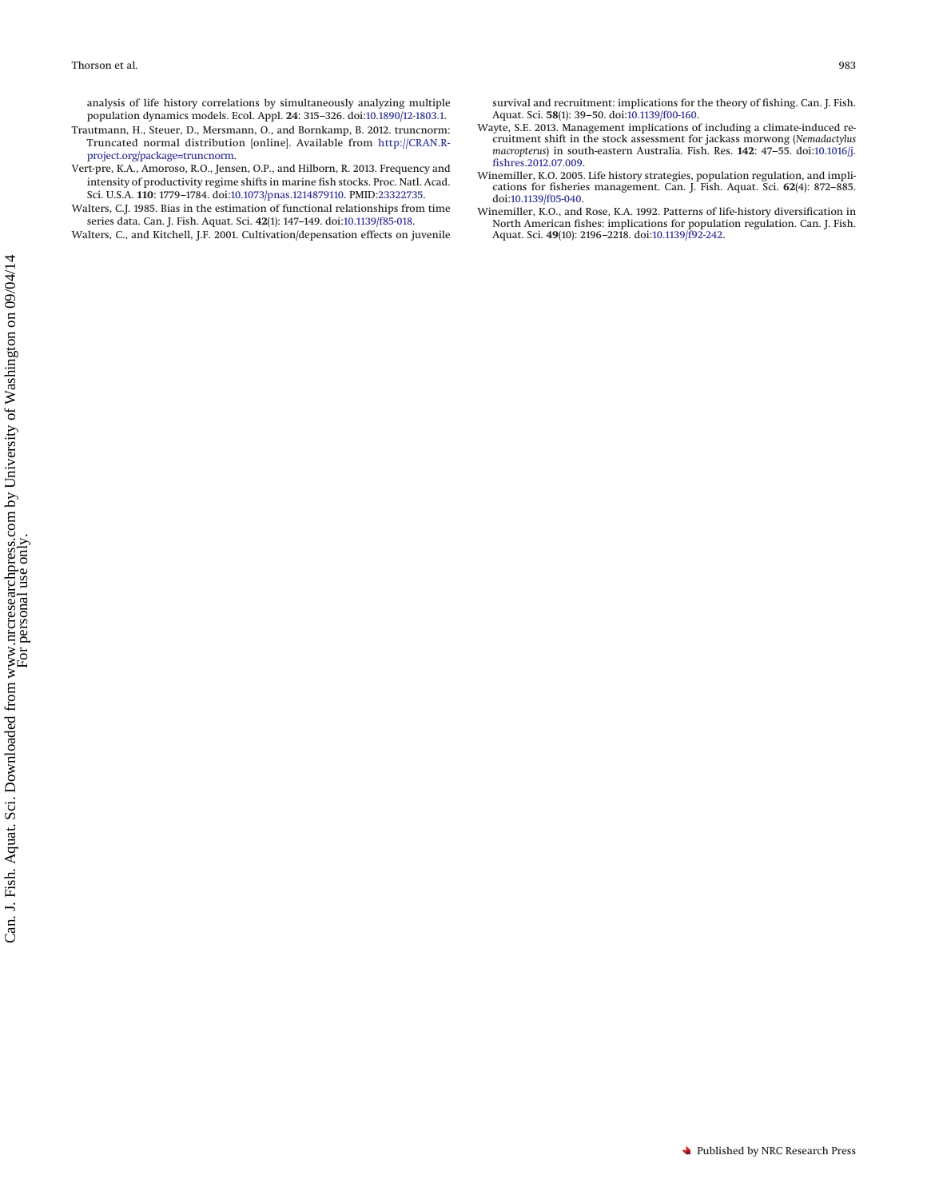analysis of life history correlations by simultaneously analyzing multiple population dynamics models. Ecol. Appl. **24**: 315–326. doi:10.1890/12-1803.1.

Trautmann, H., Steuer, D., Mersmann, O., and Bornkamp, B. 2012. truncnorm: Truncated normal distribution [online]. Available from http://CRAN.R-project.org/package=truncnorm.

Vert-pre, K.A., Amoroso, R.O., Jensen, O.P., and Hilborn, R. 2013. Frequency and intensity of productivity regime shifts in marine fish stocks. Proc. Natl. Acad. Sci. U.S.A. **110**: 1779–1784. doi:10.1073/pnas.1214879110. PMID:23322735.

Walters, C.J. 1985. Bias in the estimation of functional relationships from time series data. Can. J. Fish. Aquat. Sci. **42**(1): 147–149. doi:10.1139/f85-018.

Walters, C., and Kitchell, J.F. 2001. Cultivation/depensation effects on juvenile survival and recruitment: implications for the theory of fishing. Can. J. Fish. Aquat. Sci. **58**(1): 39–50. doi:10.1139/f00-160.

Wayte, S.E. 2013. Management implications of including a climate-induced recruitment shift in the stock assessment for jackass morwong (*Nemadactylus macropterus*) in south-eastern Australia. Fish. Res. **142**: 47–55. doi:10.1016/j.fishres.2012.07.009.

Winemiller, K.O. 2005. Life history strategies, population regulation, and implications for fisheries management. Can. J. Fish. Aquat. Sci. **62**(4): 872–885. doi:10.1139/f05-040.

Winemiller, K.O., and Rose, K.A. 1992. Patterns of life-history diversification in North American fishes: implications for population regulation. Can. J. Fish. Aquat. Sci. **49**(10): 2196–2218. doi:10.1139/f92-242.